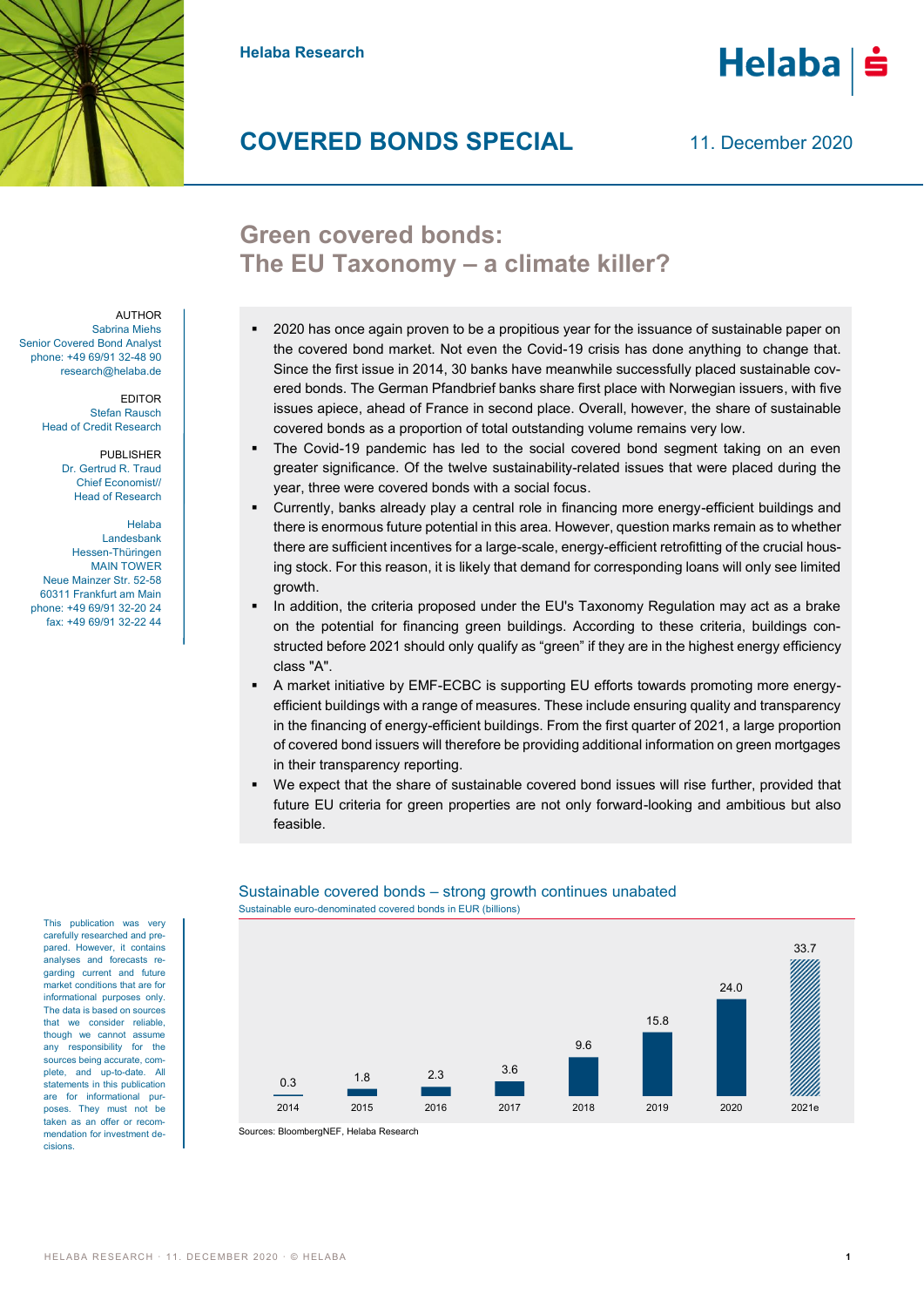Helaba Research

# COVERED BONDS SPECIAL

11. December 2020

## Green covered bonds: The EU Taxonomy – a climate killer?

AUTHOR
Sabrina Miehs
Senior Covered Bond Analyst
phone: +49 69/91 32-48 90
research@helaba.de

EDITOR
Stefan Rausch
Head of Credit Research

PUBLISHER
Dr. Gertrud R. Traud
Chief Economist//
Head of Research

Helaba
Landesbank
Hessen-Thüringen
MAIN TOWER
Neue Mainzer Str. 52-58
60311 Frankfurt am Main
phone: +49 69/91 32-20 24
fax: +49 69/91 32-22 44

- 2020 has once again proven to be a propitious year for the issuance of sustainable paper on the covered bond market. Not even the Covid-19 crisis has done anything to change that. Since the first issue in 2014, 30 banks have meanwhile successfully placed sustainable covered bonds. The German Pfandbrief banks share first place with Norwegian issuers, with five issues apiece, ahead of France in second place. Overall, however, the share of sustainable covered bonds as a proportion of total outstanding volume remains very low.
- The Covid-19 pandemic has led to the social covered bond segment taking on an even greater significance. Of the twelve sustainability-related issues that were placed during the year, three were covered bonds with a social focus.
- Currently, banks already play a central role in financing more energy-efficient buildings and there is enormous future potential in this area. However, question marks remain as to whether there are sufficient incentives for a large-scale, energy-efficient retrofitting of the crucial housing stock. For this reason, it is likely that demand for corresponding loans will only see limited growth.
- In addition, the criteria proposed under the EU's Taxonomy Regulation may act as a brake on the potential for financing green buildings. According to these criteria, buildings constructed before 2021 should only qualify as "green" if they are in the highest energy efficiency class "A".
- A market initiative by EMF-ECBC is supporting EU efforts towards promoting more energy-efficient buildings with a range of measures. These include ensuring quality and transparency in the financing of energy-efficient buildings. From the first quarter of 2021, a large proportion of covered bond issuers will therefore be providing additional information on green mortgages in their transparency reporting.
- We expect that the share of sustainable covered bond issues will rise further, provided that future EU criteria for green properties are not only forward-looking and ambitious but also feasible.

### Sustainable covered bonds – strong growth continues unabated

Sustainable euro-denominated covered bonds in EUR (billions)

| 2014 | 2015 | 2016 | 2017 | 2018 | 2019 | 2020 | 2021e |
|---|---|---|---|---|---|---|---|
| 0.3 | 1.8 | 2.3 | 3.6 | 9.6 | 15.8 | 24.0 | 33.7 |

Sources: BloombergNEF, Helaba Research

This publication was very carefully researched and prepared. However, it contains analyses and forecasts regarding current and future market conditions that are for informational purposes only. The data is based on sources that we consider reliable, though we cannot assume any responsibility for the sources being accurate, complete, and up-to-date. All statements in this publication are for informational purposes. They must not be taken as an offer or recommendation for investment decisions.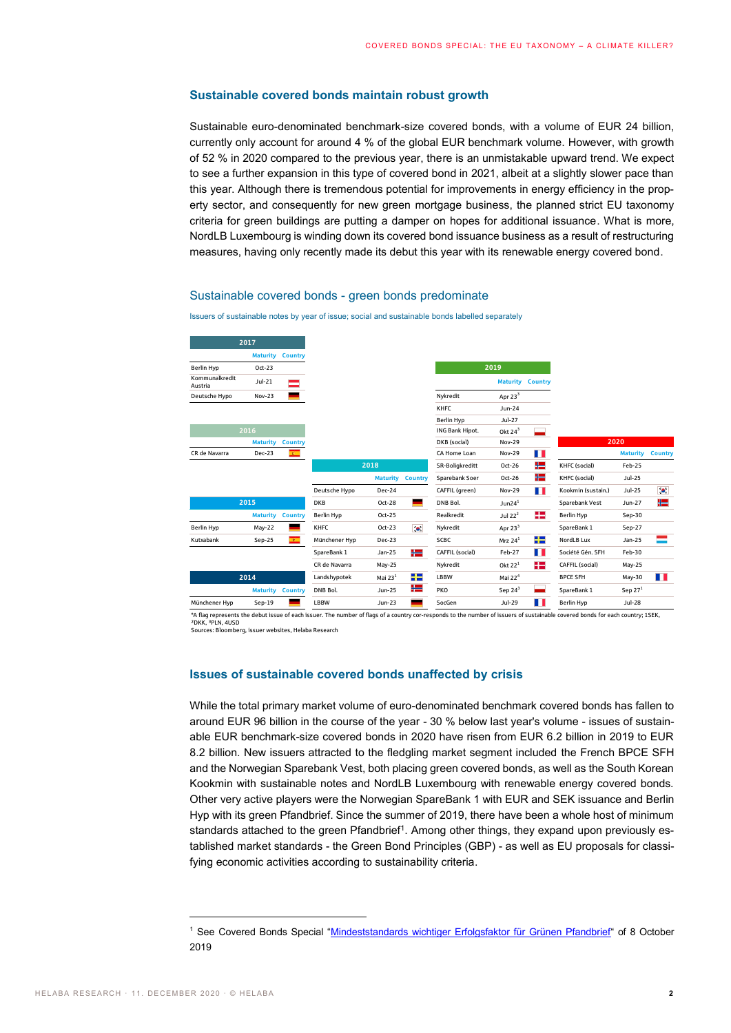## Sustainable covered bonds maintain robust growth

Sustainable euro-denominated benchmark-size covered bonds, with a volume of EUR 24 billion, currently only account for around 4 % of the global EUR benchmark volume. However, with growth of 52 % in 2020 compared to the previous year, there is an unmistakable upward trend. We expect to see a further expansion in this type of covered bond in 2021, albeit at a slightly slower pace than this year. Although there is tremendous potential for improvements in energy efficiency in the property sector, and consequently for new green mortgage business, the planned strict EU taxonomy criteria for green buildings are putting a damper on hopes for additional issuance. What is more, NordLB Luxembourg is winding down its covered bond issuance business as a result of restructuring measures, having only recently made its debut this year with its renewable energy covered bond.

### Sustainable covered bonds - green bonds predominate

Issuers of sustainable notes by year of issue; social and sustainable bonds labelled separately

**2014**

| Issuer | Maturity | Country |
|---|---|---|
| Münchener Hyp | Sep-19 | DE flag |

**2015**

| Issuer | Maturity | Country |
|---|---|---|
| Berlin Hyp | May-22 | DE flag |
| Kutxabank | Sep-25 | ES flag |

**2016**

| Issuer | Maturity | Country |
|---|---|---|
| CR de Navarra | Dec-23 | ES flag |

**2017**

| Issuer | Maturity | Country |
|---|---|---|
| Berlin Hyp | Oct-23 | |
| Kommunalkredit Austria | Jul-21 | AT flag |
| Deutsche Hypo | Nov-23 | DE flag |

**2018**

| Issuer | Maturity | Country |
|---|---|---|
| Deutsche Hypo | Dec-24 | |
| DKB | Oct-28 | DE flag |
| Berlin Hyp | Oct-25 | |
| KHFC | Oct-23 | KR flag |
| Münchener Hyp | Dec-23 | |
| SpareBank 1 | Jan-25 | NO flag |
| CR de Navarra | May-25 | |
| Landshypotek | Mai 23[1] | SE flag |
| DNB Bol. | Jun-25 | NO flag |
| LBBW | Jun-23 | DE flag |

**2019**

| Issuer | Maturity | Country |
|---|---|---|
| Nykredit | Apr 23[2] | |
| KHFC | Jun-24 | |
| Berlin Hyp | Jul-27 | |
| ING Bank Hipot. | Okt 24[3] | PL flag |
| DKB (social) | Nov-29 | |
| CA Home Loan | Nov-29 | FR flag |
| SR-Boligkreditt | Oct-26 | NO flag |
| Sparebank Soer | Oct-26 | NO flag |
| CAFFIL (green) | Nov-29 | FR flag |
| DNB Bol. | Jun24[1] | |
| Realkredit | Jul 22[2] | DK flag |
| Nykredit | Apr 23[2] | |
| SCBC | Mrz 24[1] | SE flag |
| CAFFIL (social) | Feb-27 | FR flag |
| Nykredit | Okt 22[1] | DK flag |
| LBBW | Mai 22[4] | |
| PKO | Sep 24[3] | PL flag |
| SocGen | Jul-29 | FR flag |

**2020**

| Issuer | Maturity | Country |
|---|---|---|
| KHFC (social) | Feb-25 | |
| KHFC (social) | Jul-25 | |
| Kookmin (sustain.) | Jul-25 | KR flag |
| Sparebank Vest | Jun-27 | NO flag |
| Berlin Hyp | Sep-30 | |
| SpareBank 1 | Sep-27 | |
| NordLB Lux | Jan-25 | LU flag |
| Société Gén. SFH | Feb-30 | |
| CAFFIL (social) | May-25 | |
| BPCE SFH | May-30 | FR flag |
| SpareBank 1 | Sep 27[1] | |
| Berlin Hyp | Jul-28 | |

*A flag represents the debut issue of each issuer. The number of flags of a country cor-responds to the number of issuers of sustainable covered bonds for each country; 1SEK, ²DKK, ³PLN, 4USD
Sources: Bloomberg, issuer websites, Helaba Research

## Issues of sustainable covered bonds unaffected by crisis

While the total primary market volume of euro-denominated benchmark covered bonds has fallen to around EUR 96 billion in the course of the year - 30 % below last year's volume - issues of sustainable EUR benchmark-size covered bonds in 2020 have risen from EUR 6.2 billion in 2019 to EUR 8.2 billion. New issuers attracted to the fledgling market segment included the French BPCE SFH and the Norwegian Sparebank Vest, both placing green covered bonds, as well as the South Korean Kookmin with sustainable notes and NordLB Luxembourg with renewable energy covered bonds. Other very active players were the Norwegian SpareBank 1 with EUR and SEK issuance and Berlin Hyp with its green Pfandbrief. Since the summer of 2019, there have been a whole host of minimum standards attached to the green Pfandbrief[1]. Among other things, they expand upon previously established market standards - the Green Bond Principles (GBP) - as well as EU proposals for classifying economic activities according to sustainability criteria.

---

[1] See Covered Bonds Special "Mindeststandards wichtiger Erfolgsfaktor für Grünen Pfandbrief" of 8 October 2019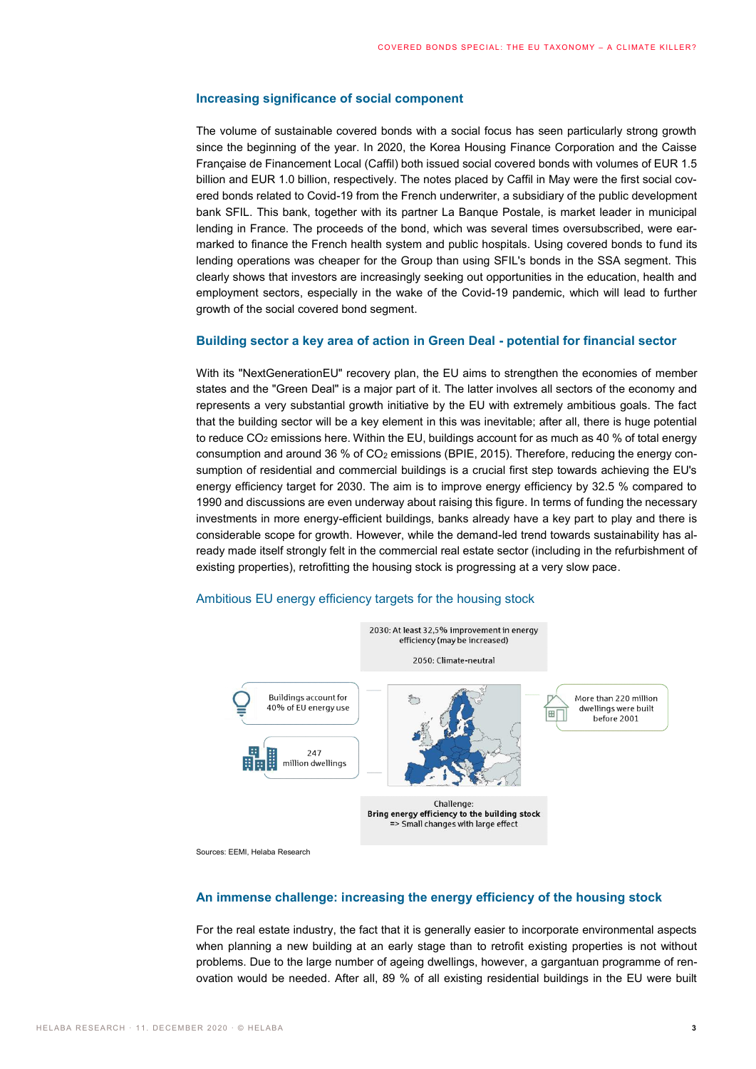## Increasing significance of social component

The volume of sustainable covered bonds with a social focus has seen particularly strong growth since the beginning of the year. In 2020, the Korea Housing Finance Corporation and the Caisse Française de Financement Local (Caffil) both issued social covered bonds with volumes of EUR 1.5 billion and EUR 1.0 billion, respectively. The notes placed by Caffil in May were the first social covered bonds related to Covid-19 from the French underwriter, a subsidiary of the public development bank SFIL. This bank, together with its partner La Banque Postale, is market leader in municipal lending in France. The proceeds of the bond, which was several times oversubscribed, were earmarked to finance the French health system and public hospitals. Using covered bonds to fund its lending operations was cheaper for the Group than using SFIL's bonds in the SSA segment. This clearly shows that investors are increasingly seeking out opportunities in the education, health and employment sectors, especially in the wake of the Covid-19 pandemic, which will lead to further growth of the social covered bond segment.

## Building sector a key area of action in Green Deal - potential for financial sector

With its "NextGenerationEU" recovery plan, the EU aims to strengthen the economies of member states and the "Green Deal" is a major part of it. The latter involves all sectors of the economy and represents a very substantial growth initiative by the EU with extremely ambitious goals. The fact that the building sector will be a key element in this was inevitable; after all, there is huge potential to reduce $CO_2$ emissions here. Within the EU, buildings account for as much as 40 % of total energy consumption and around 36 % of $CO_2$ emissions (BPIE, 2015). Therefore, reducing the energy consumption of residential and commercial buildings is a crucial first step towards achieving the EU's energy efficiency target for 2030. The aim is to improve energy efficiency by 32.5 % compared to 1990 and discussions are even underway about raising this figure. In terms of funding the necessary investments in more energy-efficient buildings, banks already have a key part to play and there is considerable scope for growth. However, while the demand-led trend towards sustainability has already made itself strongly felt in the commercial real estate sector (including in the refurbishment of existing properties), retrofitting the housing stock is progressing at a very slow pace.

### Ambitious EU energy efficiency targets for the housing stock

2030: At least 32,5% improvement in energy efficiency (may be increased)

2050: Climate-neutral

Buildings account for 40% of EU energy use

247 million dwellings

More than 220 million dwellings were built before 2001

Challenge:
**Bring energy efficiency to the building stock**
=> Small changes with large effect

Sources: EEMI, Helaba Research

## An immense challenge: increasing the energy efficiency of the housing stock

For the real estate industry, the fact that it is generally easier to incorporate environmental aspects when planning a new building at an early stage than to retrofit existing properties is not without problems. Due to the large number of ageing dwellings, however, a gargantuan programme of renovation would be needed. After all, 89 % of all existing residential buildings in the EU were built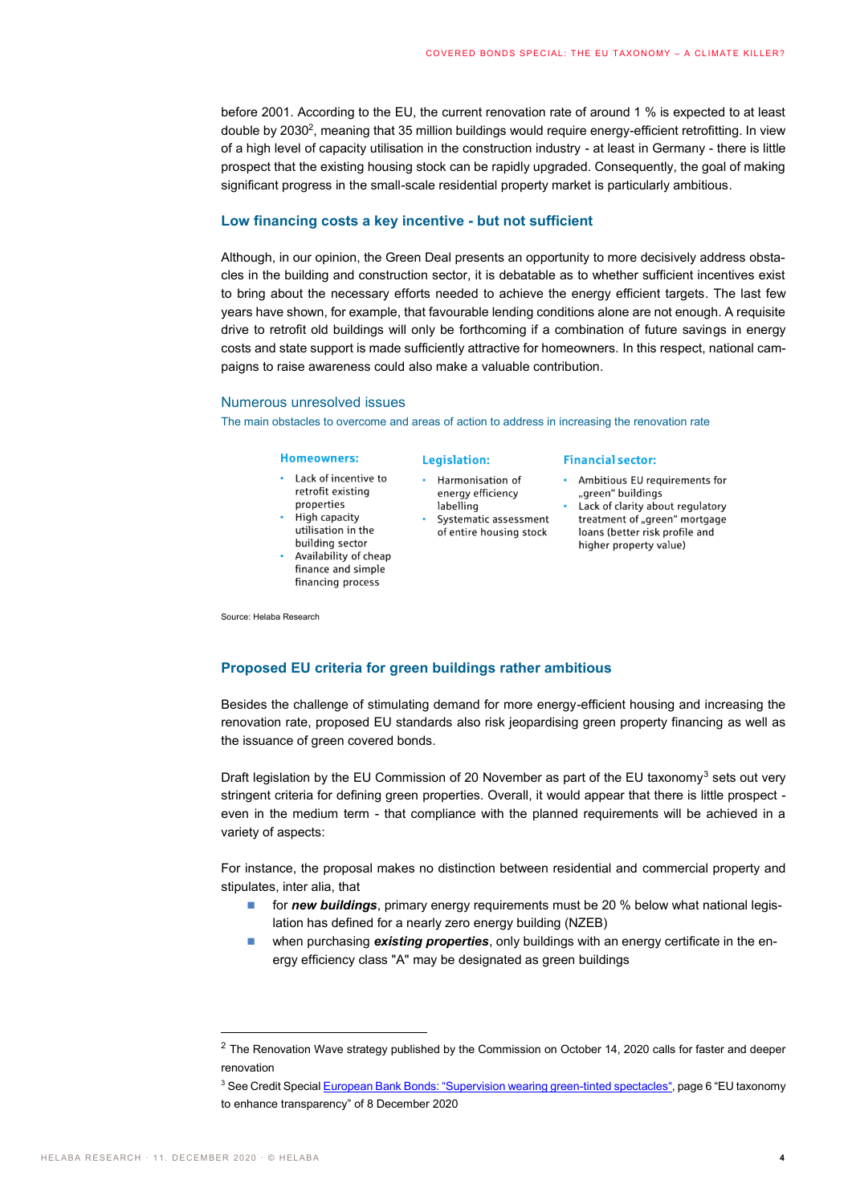before 2001. According to the EU, the current renovation rate of around 1 % is expected to at least double by 2030[2], meaning that 35 million buildings would require energy-efficient retrofitting. In view of a high level of capacity utilisation in the construction industry - at least in Germany - there is little prospect that the existing housing stock can be rapidly upgraded. Consequently, the goal of making significant progress in the small-scale residential property market is particularly ambitious.

## Low financing costs a key incentive - but not sufficient

Although, in our opinion, the Green Deal presents an opportunity to more decisively address obstacles in the building and construction sector, it is debatable as to whether sufficient incentives exist to bring about the necessary efforts needed to achieve the energy efficient targets. The last few years have shown, for example, that favourable lending conditions alone are not enough. A requisite drive to retrofit old buildings will only be forthcoming if a combination of future savings in energy costs and state support is made sufficiently attractive for homeowners. In this respect, national campaigns to raise awareness could also make a valuable contribution.

### Numerous unresolved issues

The main obstacles to overcome and areas of action to address in increasing the renovation rate

**Homeowners:**

- Lack of incentive to retrofit existing properties
- High capacity utilisation in the building sector
- Availability of cheap finance and simple financing process

**Legislation:**

- Harmonisation of energy efficiency labelling
- Systematic assessment of entire housing stock

**Financial sector:**

- Ambitious EU requirements for „green" buildings
- Lack of clarity about regulatory treatment of „green" mortgage loans (better risk profile and higher property value)

Source: Helaba Research

## Proposed EU criteria for green buildings rather ambitious

Besides the challenge of stimulating demand for more energy-efficient housing and increasing the renovation rate, proposed EU standards also risk jeopardising green property financing as well as the issuance of green covered bonds.

Draft legislation by the EU Commission of 20 November as part of the EU taxonomy[3] sets out very stringent criteria for defining green properties. Overall, it would appear that there is little prospect - even in the medium term - that compliance with the planned requirements will be achieved in a variety of aspects:

For instance, the proposal makes no distinction between residential and commercial property and stipulates, inter alia, that

- for ***new buildings***, primary energy requirements must be 20 % below what national legislation has defined for a nearly zero energy building (NZEB)
- when purchasing ***existing properties***, only buildings with an energy certificate in the energy efficiency class "A" may be designated as green buildings

---

[2] The Renovation Wave strategy published by the Commission on October 14, 2020 calls for faster and deeper renovation

[3] See Credit Special European Bank Bonds: "Supervision wearing green-tinted spectacles", page 6 "EU taxonomy to enhance transparency" of 8 December 2020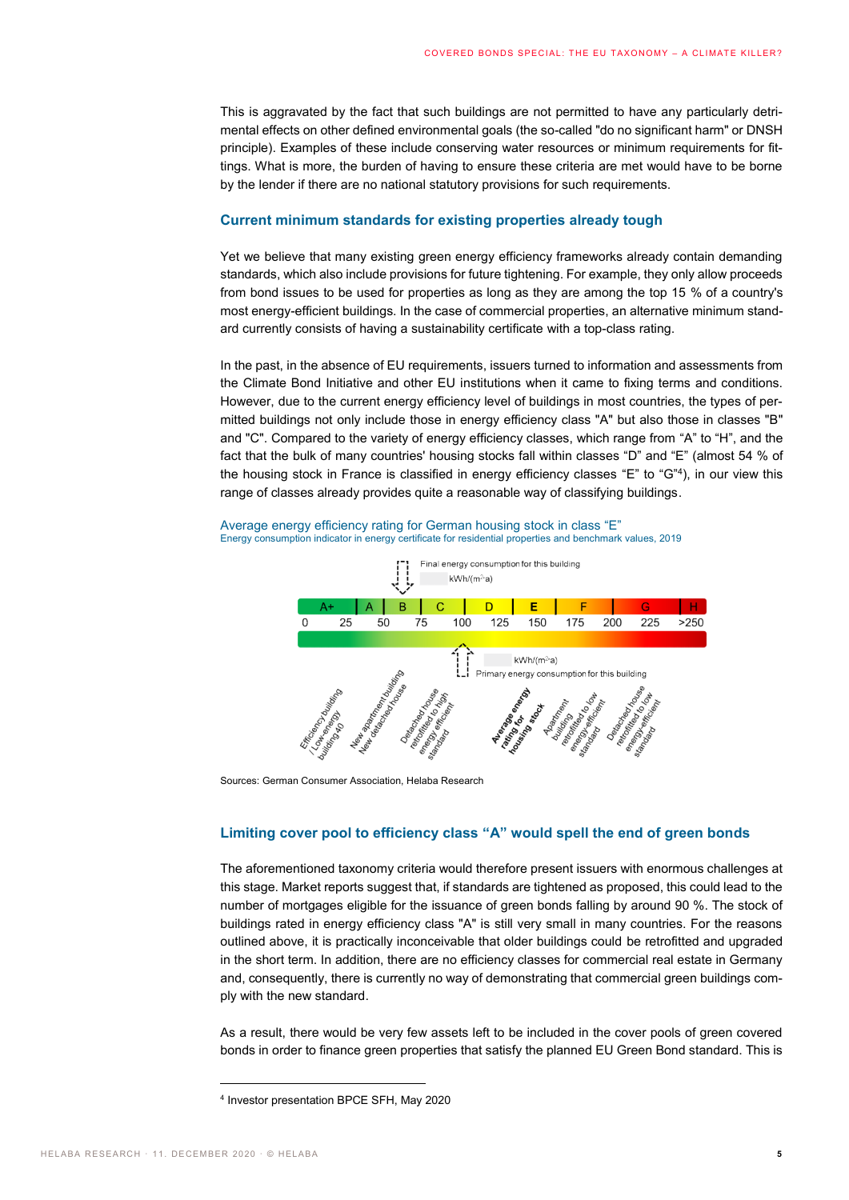This is aggravated by the fact that such buildings are not permitted to have any particularly detrimental effects on other defined environmental goals (the so-called "do no significant harm" or DNSH principle). Examples of these include conserving water resources or minimum requirements for fittings. What is more, the burden of having to ensure these criteria are met would have to be borne by the lender if there are no national statutory provisions for such requirements.

### Current minimum standards for existing properties already tough

Yet we believe that many existing green energy efficiency frameworks already contain demanding standards, which also include provisions for future tightening. For example, they only allow proceeds from bond issues to be used for properties as long as they are among the top 15 % of a country's most energy-efficient buildings. In the case of commercial properties, an alternative minimum standard currently consists of having a sustainability certificate with a top-class rating.

In the past, in the absence of EU requirements, issuers turned to information and assessments from the Climate Bond Initiative and other EU institutions when it came to fixing terms and conditions. However, due to the current energy efficiency level of buildings in most countries, the types of permitted buildings not only include those in energy efficiency class "A" but also those in classes "B" and "C". Compared to the variety of energy efficiency classes, which range from “A” to “H”, and the fact that the bulk of many countries' housing stocks fall within classes “D” and “E” (almost 54 % of the housing stock in France is classified in energy efficiency classes “E” to “G”[4]), in our view this range of classes already provides quite a reasonable way of classifying buildings.

Average energy efficiency rating for German housing stock in class “E”

Energy consumption indicator in energy certificate for residential properties and benchmark values, 2019

Final energy consumption for this building
kWh/(m²a)

| A+ | A | B | C | D | E | F | G | H |
|---|---|---|---|---|---|---|---|---|

0 25 50 75 100 125 150 175 200 225 >250

kWh/(m²a)
Primary energy consumption for this building

Efficiency building / Low-energy building 40 · New apartment building / New detached house · Detached house retrofitted to high energy efficient standard · **Average energy rating for housing stock** · Apartment building retrofitted to low energy-efficient standard · Detached house retrofitted to low energy-efficient standard

Sources: German Consumer Association, Helaba Research

### Limiting cover pool to efficiency class “A” would spell the end of green bonds

The aforementioned taxonomy criteria would therefore present issuers with enormous challenges at this stage. Market reports suggest that, if standards are tightened as proposed, this could lead to the number of mortgages eligible for the issuance of green bonds falling by around 90 %. The stock of buildings rated in energy efficiency class "A" is still very small in many countries. For the reasons outlined above, it is practically inconceivable that older buildings could be retrofitted and upgraded in the short term. In addition, there are no efficiency classes for commercial real estate in Germany and, consequently, there is currently no way of demonstrating that commercial green buildings comply with the new standard.

As a result, there would be very few assets left to be included in the cover pools of green covered bonds in order to finance green properties that satisfy the planned EU Green Bond standard. This is

[4] Investor presentation BPCE SFH, May 2020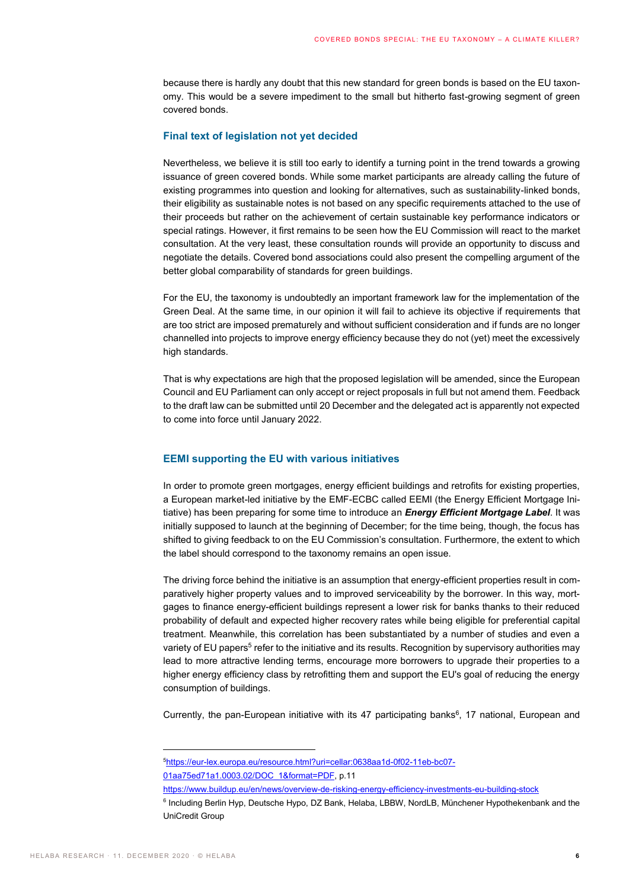because there is hardly any doubt that this new standard for green bonds is based on the EU taxonomy. This would be a severe impediment to the small but hitherto fast-growing segment of green covered bonds.

### Final text of legislation not yet decided

Nevertheless, we believe it is still too early to identify a turning point in the trend towards a growing issuance of green covered bonds. While some market participants are already calling the future of existing programmes into question and looking for alternatives, such as sustainability-linked bonds, their eligibility as sustainable notes is not based on any specific requirements attached to the use of their proceeds but rather on the achievement of certain sustainable key performance indicators or special ratings. However, it first remains to be seen how the EU Commission will react to the market consultation. At the very least, these consultation rounds will provide an opportunity to discuss and negotiate the details. Covered bond associations could also present the compelling argument of the better global comparability of standards for green buildings.

For the EU, the taxonomy is undoubtedly an important framework law for the implementation of the Green Deal. At the same time, in our opinion it will fail to achieve its objective if requirements that are too strict are imposed prematurely and without sufficient consideration and if funds are no longer channelled into projects to improve energy efficiency because they do not (yet) meet the excessively high standards.

That is why expectations are high that the proposed legislation will be amended, since the European Council and EU Parliament can only accept or reject proposals in full but not amend them. Feedback to the draft law can be submitted until 20 December and the delegated act is apparently not expected to come into force until January 2022.

### EEMI supporting the EU with various initiatives

In order to promote green mortgages, energy efficient buildings and retrofits for existing properties, a European market-led initiative by the EMF-ECBC called EEMI (the Energy Efficient Mortgage Initiative) has been preparing for some time to introduce an ***Energy Efficient Mortgage Label***. It was initially supposed to launch at the beginning of December; for the time being, though, the focus has shifted to giving feedback to on the EU Commission's consultation. Furthermore, the extent to which the label should correspond to the taxonomy remains an open issue.

The driving force behind the initiative is an assumption that energy-efficient properties result in comparatively higher property values and to improved serviceability by the borrower. In this way, mortgages to finance energy-efficient buildings represent a lower risk for banks thanks to their reduced probability of default and expected higher recovery rates while being eligible for preferential capital treatment. Meanwhile, this correlation has been substantiated by a number of studies and even a variety of EU papers[5] refer to the initiative and its results. Recognition by supervisory authorities may lead to more attractive lending terms, encourage more borrowers to upgrade their properties to a higher energy efficiency class by retrofitting them and support the EU's goal of reducing the energy consumption of buildings.

Currently, the pan-European initiative with its 47 participating banks[6], 17 national, European and

---

[5] https://eur-lex.europa.eu/resource.html?uri=cellar:0638aa1d-0f02-11eb-bc07-01aa75ed71a1.0003.02/DOC_1&format=PDF, p.11
https://www.buildup.eu/en/news/overview-de-risking-energy-efficiency-investments-eu-building-stock

[6] Including Berlin Hyp, Deutsche Hypo, DZ Bank, Helaba, LBBW, NordLB, Münchener Hypothekenbank and the UniCredit Group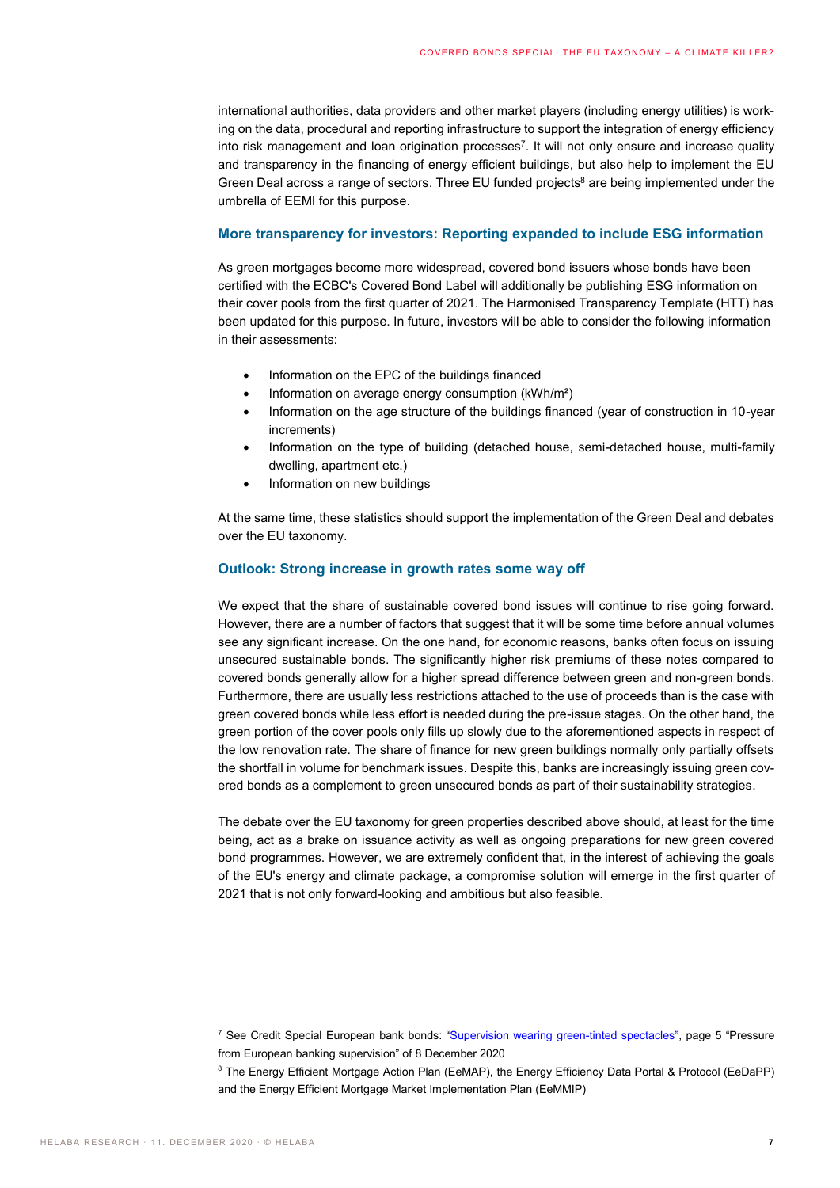international authorities, data providers and other market players (including energy utilities) is working on the data, procedural and reporting infrastructure to support the integration of energy efficiency into risk management and loan origination processes[7]. It will not only ensure and increase quality and transparency in the financing of energy efficient buildings, but also help to implement the EU Green Deal across a range of sectors. Three EU funded projects[8] are being implemented under the umbrella of EEMI for this purpose.

### More transparency for investors: Reporting expanded to include ESG information

As green mortgages become more widespread, covered bond issuers whose bonds have been certified with the ECBC's Covered Bond Label will additionally be publishing ESG information on their cover pools from the first quarter of 2021. The Harmonised Transparency Template (HTT) has been updated for this purpose. In future, investors will be able to consider the following information in their assessments:

- Information on the EPC of the buildings financed
- Information on average energy consumption (kWh/m²)
- Information on the age structure of the buildings financed (year of construction in 10-year increments)
- Information on the type of building (detached house, semi-detached house, multi-family dwelling, apartment etc.)
- Information on new buildings

At the same time, these statistics should support the implementation of the Green Deal and debates over the EU taxonomy.

### Outlook: Strong increase in growth rates some way off

We expect that the share of sustainable covered bond issues will continue to rise going forward. However, there are a number of factors that suggest that it will be some time before annual volumes see any significant increase. On the one hand, for economic reasons, banks often focus on issuing unsecured sustainable bonds. The significantly higher risk premiums of these notes compared to covered bonds generally allow for a higher spread difference between green and non-green bonds. Furthermore, there are usually less restrictions attached to the use of proceeds than is the case with green covered bonds while less effort is needed during the pre-issue stages. On the other hand, the green portion of the cover pools only fills up slowly due to the aforementioned aspects in respect of the low renovation rate. The share of finance for new green buildings normally only partially offsets the shortfall in volume for benchmark issues. Despite this, banks are increasingly issuing green covered bonds as a complement to green unsecured bonds as part of their sustainability strategies.

The debate over the EU taxonomy for green properties described above should, at least for the time being, act as a brake on issuance activity as well as ongoing preparations for new green covered bond programmes. However, we are extremely confident that, in the interest of achieving the goals of the EU's energy and climate package, a compromise solution will emerge in the first quarter of 2021 that is not only forward-looking and ambitious but also feasible.

---

[7] See Credit Special European bank bonds: "Supervision wearing green-tinted spectacles", page 5 "Pressure from European banking supervision" of 8 December 2020

[8] The Energy Efficient Mortgage Action Plan (EeMAP), the Energy Efficiency Data Portal & Protocol (EeDaPP) and the Energy Efficient Mortgage Market Implementation Plan (EeMMIP)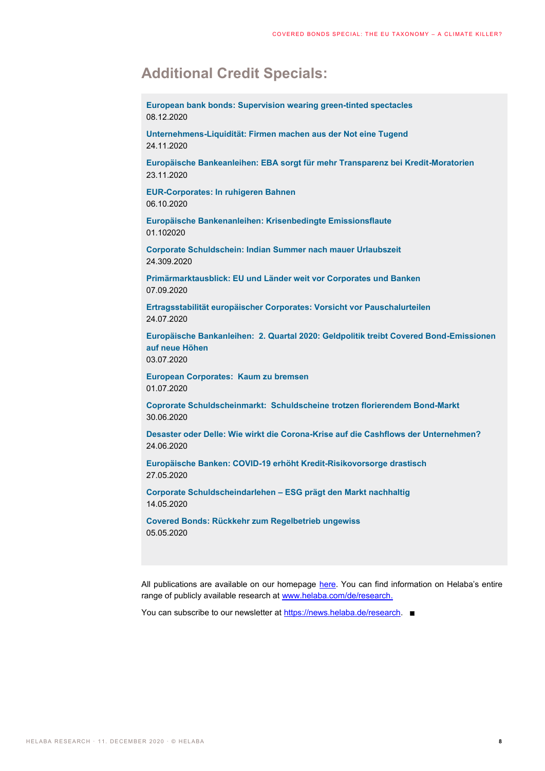## Additional Credit Specials:

**European bank bonds: Supervision wearing green-tinted spectacles**
08.12.2020

**Unternehmens-Liquidität: Firmen machen aus der Not eine Tugend**
24.11.2020

**Europäische Bankeanleihen: EBA sorgt für mehr Transparenz bei Kredit-Moratorien**
23.11.2020

**EUR-Corporates: In ruhigeren Bahnen**
06.10.2020

**Europäische Bankenanleihen: Krisenbedingte Emissionsflaute**
01.102020

**Corporate Schuldschein: Indian Summer nach mauer Urlaubszeit**
24.309.2020

**Primärmarktausblick: EU und Länder weit vor Corporates und Banken**
07.09.2020

**Ertragsstabilität europäischer Corporates: Vorsicht vor Pauschalurteilen**
24.07.2020

**Europäische Bankanleihen: 2. Quartal 2020: Geldpolitik treibt Covered Bond-Emissionen auf neue Höhen**
03.07.2020

**European Corporates: Kaum zu bremsen**
01.07.2020

**Coprorate Schuldscheinmarkt: Schuldscheine trotzen florierendem Bond-Markt**
30.06.2020

**Desaster oder Delle: Wie wirkt die Corona-Krise auf die Cashflows der Unternehmen?**
24.06.2020

**Europäische Banken: COVID-19 erhöht Kredit-Risikovorsorge drastisch**
27.05.2020

**Corporate Schuldscheindarlehen – ESG prägt den Markt nachhaltig**
14.05.2020

**Covered Bonds: Rückkehr zum Regelbetrieb ungewiss**
05.05.2020

All publications are available on our homepage here. You can find information on Helaba's entire range of publicly available research at www.helaba.com/de/research.

You can subscribe to our newsletter at https://news.helaba.de/research. ■